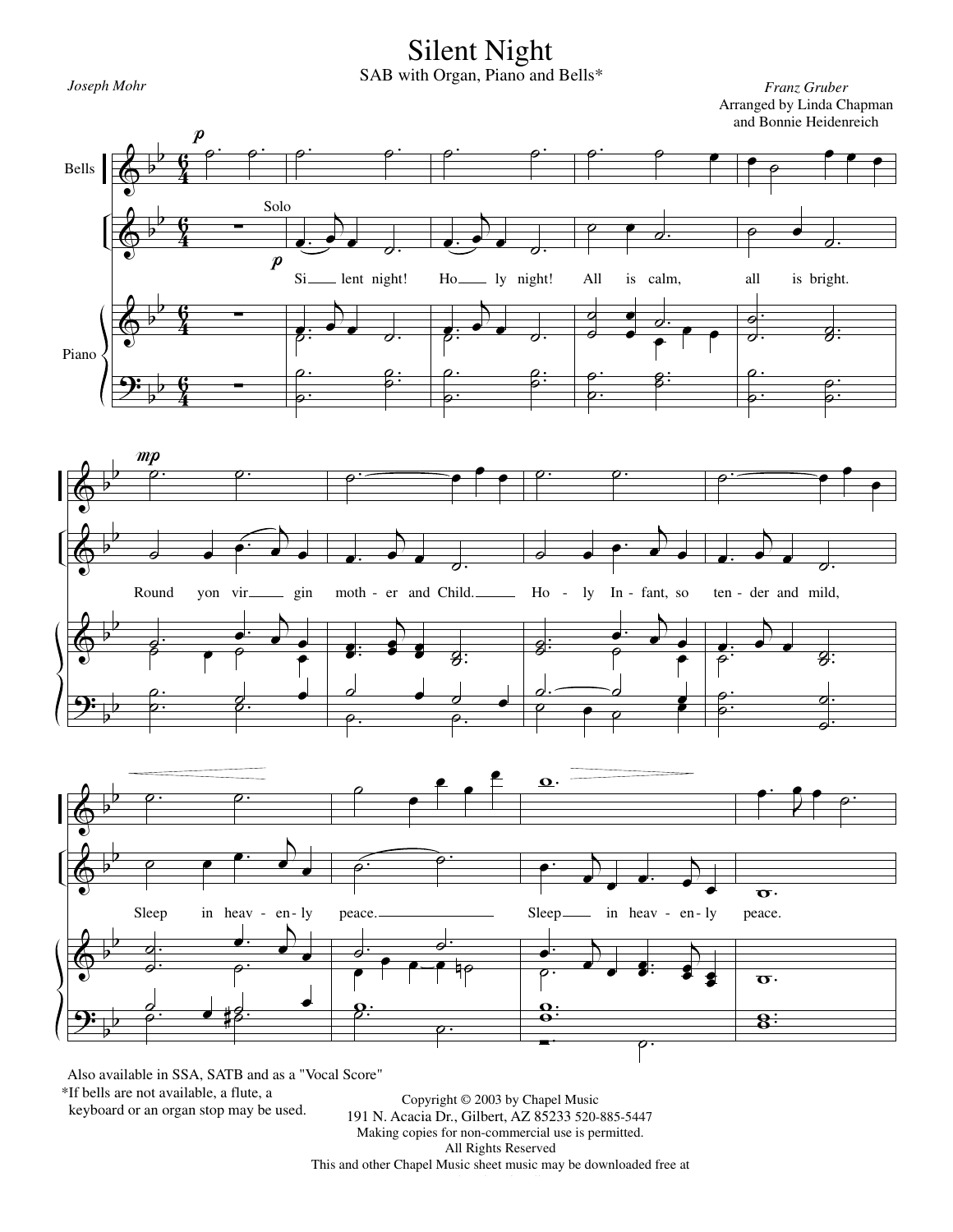# Silent Night

SAB with Organ, Piano and Bells*

*Joseph Mohr*

*Franz Gruber*
Arranged by Linda Chapman
and Bonnie Heidenreich

Also available in SSA, SATB and as a "Vocal Score"
*If bells are not available, a flute, a keyboard or an organ stop may be used.

Copyright © 2003 by Chapel Music
191 N. Acacia Dr., Gilbert, AZ 85233 520-885-5447
Making copies for non-commercial use is permitted.
All Rights Reserved
This and other Chapel Music sheet music may be downloaded free at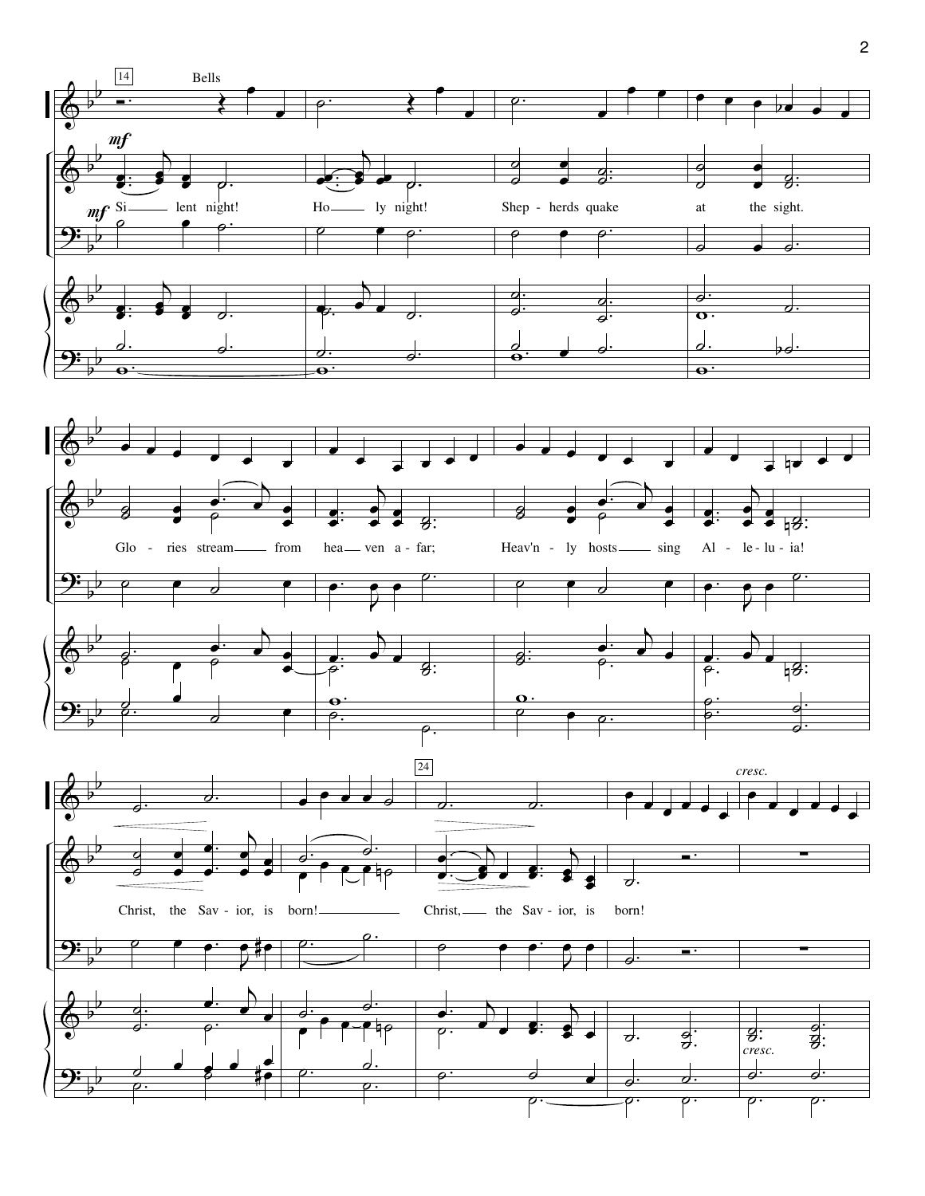14 Bells

*mf*

*mf* Si — lent night! Ho — ly night! Shep - herds quake at the sight.

Glo - ries stream — from hea — ven a - far; Heav'n - ly hosts — sing Al - le - lu - ia!

24

*cresc.*

Christ, the Sav - ior, is born! — Christ, — the Sav - ior, is born!

*cresc.*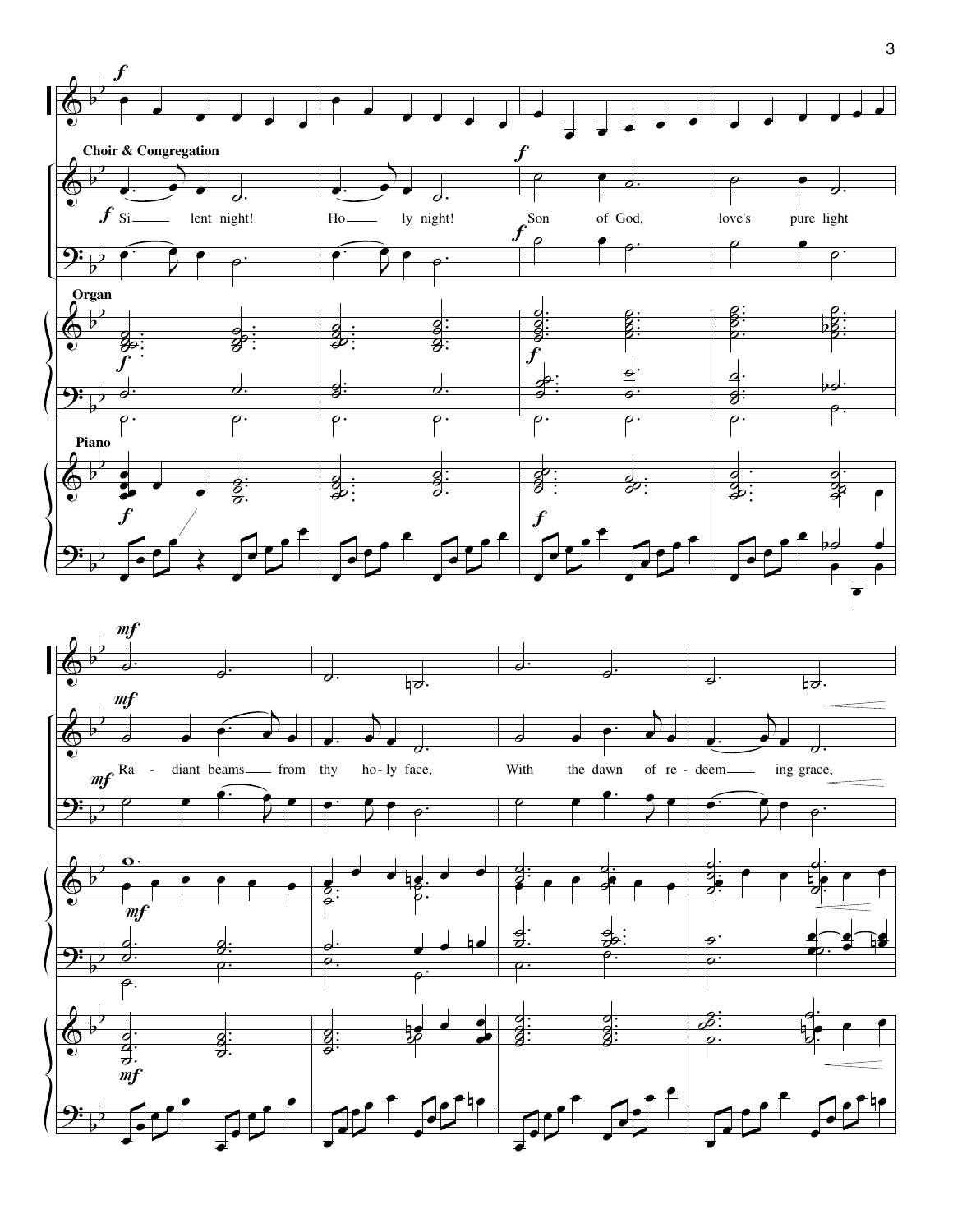**Choir & Congregation**

*f* Si - lent night! Ho - ly night! Son of God, love's pure light

*mf* Ra - diant beams from thy ho - ly face, With the dawn of re - deem - ing grace,

**Organ**

**Piano**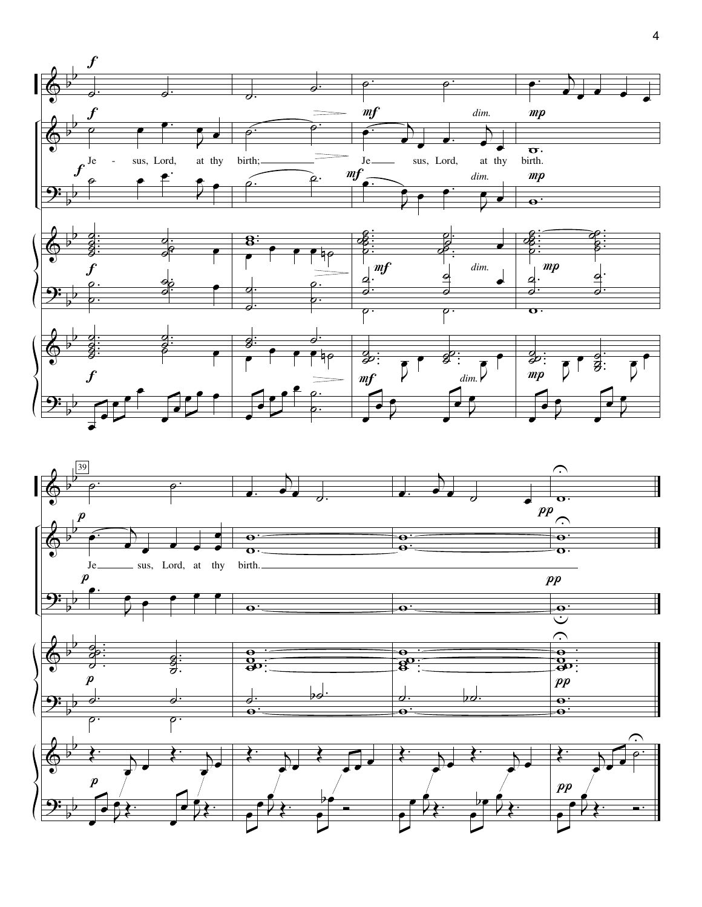Je - sus, Lord, at thy birth; Je sus, Lord, at thy birth.

Je sus, Lord, at thy birth.